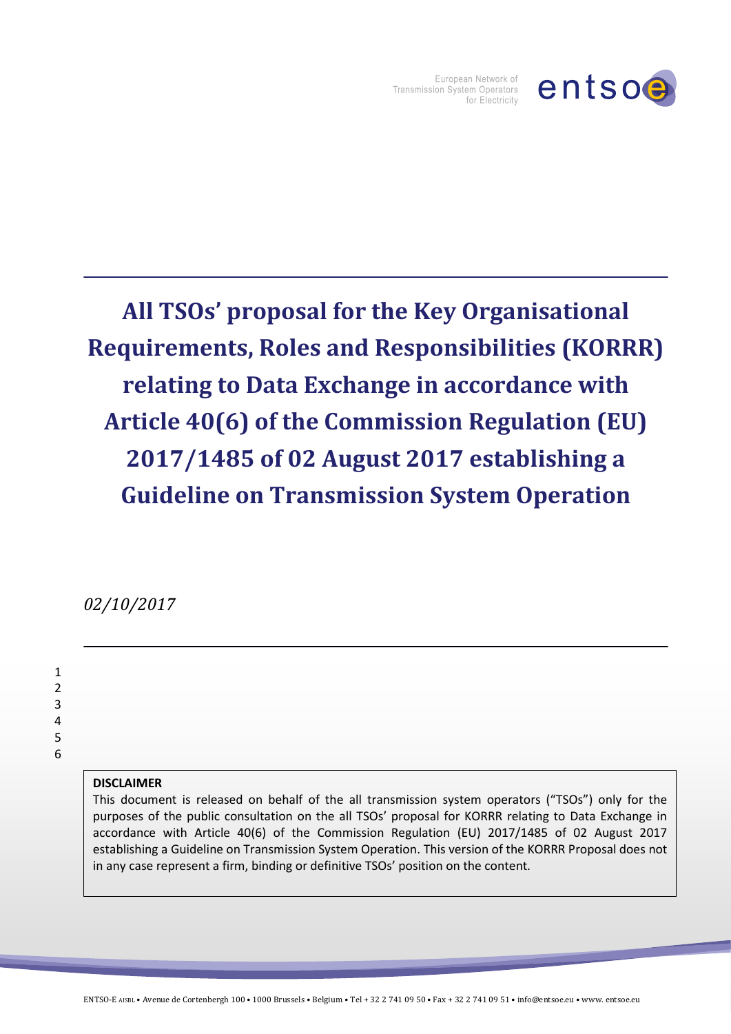# All TSOs' proposal for the Key Organisational Requirements, Roles and Responsibilities (KORRR) relating to Data Exchange in accordance with Article 40(6) of the Commission Regulation (EU) 2017/1485 of 02 August 2017 establishing a Guideline on Transmission System Operation

*02/10/2017*

**DISCLAIMER**

This document is released on behalf of the all transmission system operators ("TSOs") only for the purposes of the public consultation on the all TSOs' proposal for KORRR relating to Data Exchange in accordance with Article 40(6) of the Commission Regulation (EU) 2017/1485 of 02 August 2017 establishing a Guideline on Transmission System Operation. This version of the KORRR Proposal does not in any case represent a firm, binding or definitive TSOs' position on the content.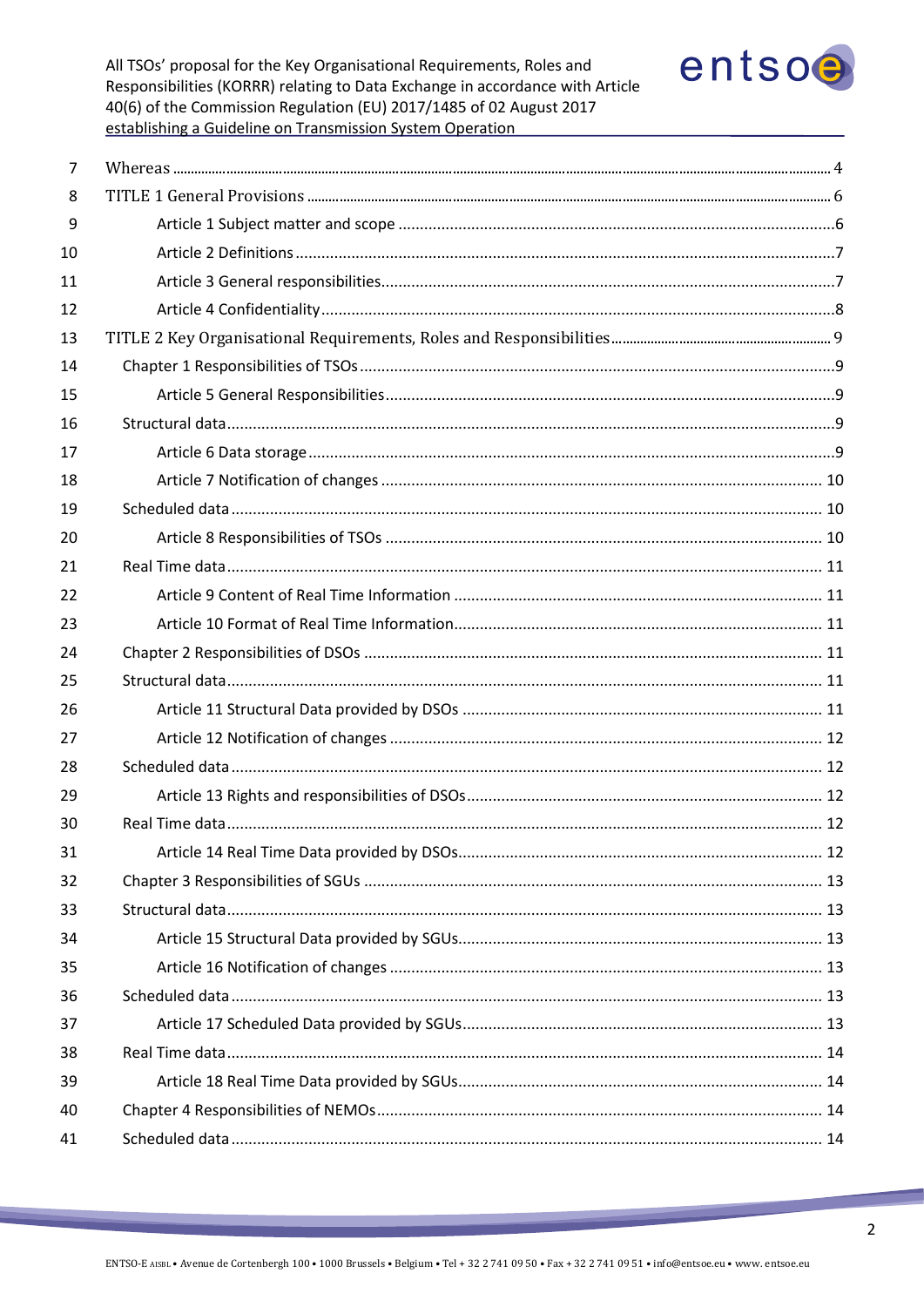7 Whereas ........ 4

8 TITLE 1 General Provisions ........ 6

9 Article 1 Subject matter and scope ........ 6

10 Article 2 Definitions ........ 7

11 Article 3 General responsibilities ........ 7

12 Article 4 Confidentiality ........ 8

13 TITLE 2 Key Organisational Requirements, Roles and Responsibilities ........ 9

14 Chapter 1 Responsibilities of TSOs ........ 9

15 Article 5 General Responsibilities ........ 9

16 Structural data ........ 9

17 Article 6 Data storage ........ 9

18 Article 7 Notification of changes ........ 10

19 Scheduled data ........ 10

20 Article 8 Responsibilities of TSOs ........ 10

21 Real Time data ........ 11

22 Article 9 Content of Real Time Information ........ 11

23 Article 10 Format of Real Time Information ........ 11

24 Chapter 2 Responsibilities of DSOs ........ 11

25 Structural data ........ 11

26 Article 11 Structural Data provided by DSOs ........ 11

27 Article 12 Notification of changes ........ 12

28 Scheduled data ........ 12

29 Article 13 Rights and responsibilities of DSOs ........ 12

30 Real Time data ........ 12

31 Article 14 Real Time Data provided by DSOs ........ 12

32 Chapter 3 Responsibilities of SGUs ........ 13

33 Structural data ........ 13

34 Article 15 Structural Data provided by SGUs ........ 13

35 Article 16 Notification of changes ........ 13

36 Scheduled data ........ 13

37 Article 17 Scheduled Data provided by SGUs ........ 13

38 Real Time data ........ 14

39 Article 18 Real Time Data provided by SGUs ........ 14

40 Chapter 4 Responsibilities of NEMOs ........ 14

41 Scheduled data ........ 14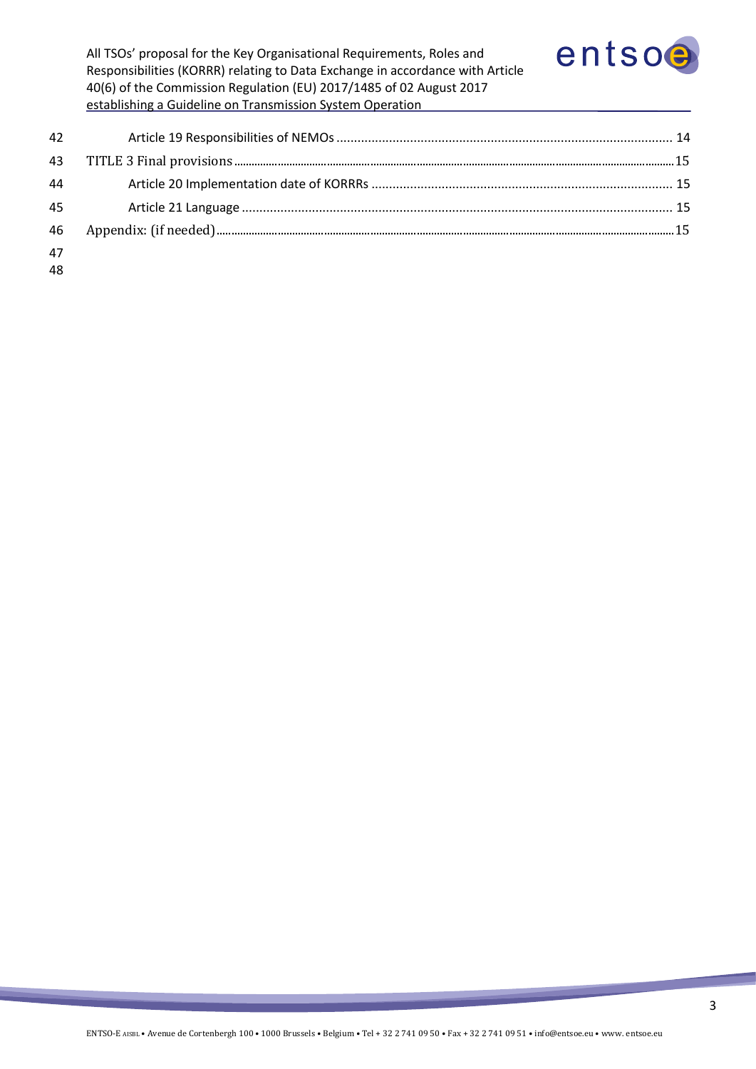Article 19 Responsibilities of NEMOs ............................................................................................ 14

TITLE 3 Final provisions ..................................................................................................................................15

Article 20 Implementation date of KORRRs .................................................................................... 15

Article 21 Language ........................................................................................................................ 15

Appendix: (if needed) ......................................................................................................................................15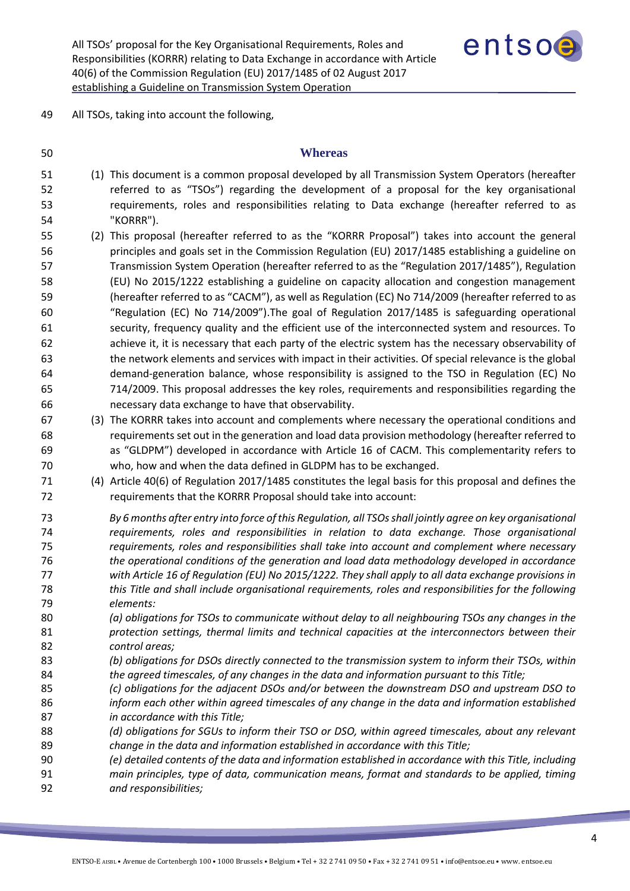All TSOs, taking into account the following,

## Whereas

(1) This document is a common proposal developed by all Transmission System Operators (hereafter referred to as "TSOs") regarding the development of a proposal for the key organisational requirements, roles and responsibilities relating to Data exchange (hereafter referred to as "KORRR").

(2) This proposal (hereafter referred to as the "KORRR Proposal") takes into account the general principles and goals set in the Commission Regulation (EU) 2017/1485 establishing a guideline on Transmission System Operation (hereafter referred to as the "Regulation 2017/1485"), Regulation (EU) No 2015/1222 establishing a guideline on capacity allocation and congestion management (hereafter referred to as "CACM"), as well as Regulation (EC) No 714/2009 (hereafter referred to as "Regulation (EC) No 714/2009").The goal of Regulation 2017/1485 is safeguarding operational security, frequency quality and the efficient use of the interconnected system and resources. To achieve it, it is necessary that each party of the electric system has the necessary observability of the network elements and services with impact in their activities. Of special relevance is the global demand-generation balance, whose responsibility is assigned to the TSO in Regulation (EC) No 714/2009. This proposal addresses the key roles, requirements and responsibilities regarding the necessary data exchange to have that observability.

(3) The KORRR takes into account and complements where necessary the operational conditions and requirements set out in the generation and load data provision methodology (hereafter referred to as "GLDPM") developed in accordance with Article 16 of CACM. This complementarity refers to who, how and when the data defined in GLDPM has to be exchanged.

(4) Article 40(6) of Regulation 2017/1485 constitutes the legal basis for this proposal and defines the requirements that the KORRR Proposal should take into account:

*By 6 months after entry into force of this Regulation, all TSOs shall jointly agree on key organisational requirements, roles and responsibilities in relation to data exchange. Those organisational requirements, roles and responsibilities shall take into account and complement where necessary the operational conditions of the generation and load data methodology developed in accordance with Article 16 of Regulation (EU) No 2015/1222. They shall apply to all data exchange provisions in this Title and shall include organisational requirements, roles and responsibilities for the following elements:*

*(a) obligations for TSOs to communicate without delay to all neighbouring TSOs any changes in the protection settings, thermal limits and technical capacities at the interconnectors between their control areas;*

*(b) obligations for DSOs directly connected to the transmission system to inform their TSOs, within the agreed timescales, of any changes in the data and information pursuant to this Title;*

*(c) obligations for the adjacent DSOs and/or between the downstream DSO and upstream DSO to inform each other within agreed timescales of any change in the data and information established in accordance with this Title;*

*(d) obligations for SGUs to inform their TSO or DSO, within agreed timescales, about any relevant change in the data and information established in accordance with this Title;*

*(e) detailed contents of the data and information established in accordance with this Title, including main principles, type of data, communication means, format and standards to be applied, timing and responsibilities;*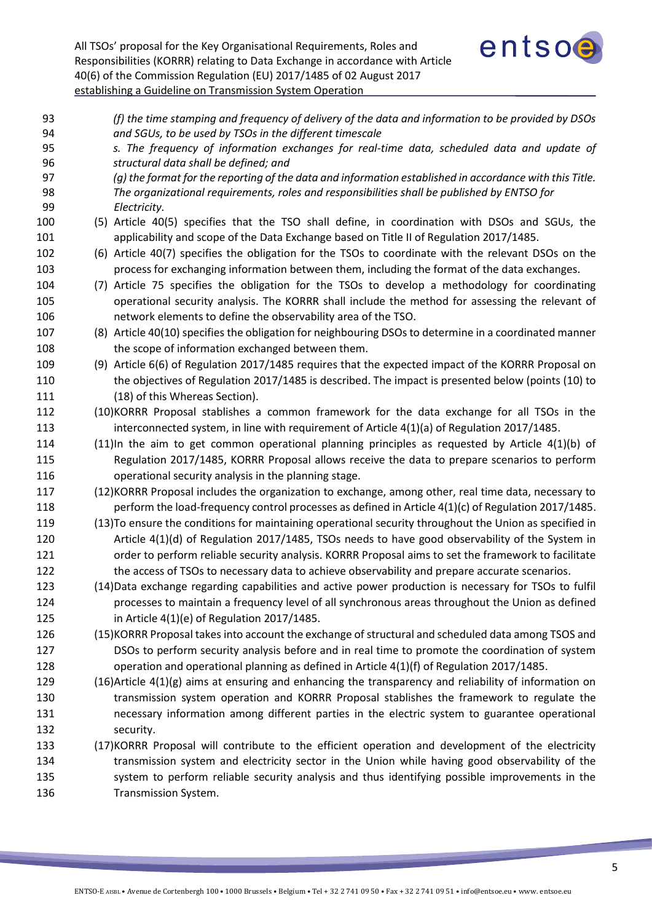*(f) the time stamping and frequency of delivery of the data and information to be provided by DSOs and SGUs, to be used by TSOs in the different timescale*

*s. The frequency of information exchanges for real-time data, scheduled data and update of structural data shall be defined; and*

*(g) the format for the reporting of the data and information established in accordance with this Title. The organizational requirements, roles and responsibilities shall be published by ENTSO for Electricity.*

(5) Article 40(5) specifies that the TSO shall define, in coordination with DSOs and SGUs, the applicability and scope of the Data Exchange based on Title II of Regulation 2017/1485.

(6) Article 40(7) specifies the obligation for the TSOs to coordinate with the relevant DSOs on the process for exchanging information between them, including the format of the data exchanges.

(7) Article 75 specifies the obligation for the TSOs to develop a methodology for coordinating operational security analysis. The KORRR shall include the method for assessing the relevant of network elements to define the observability area of the TSO.

(8) Article 40(10) specifies the obligation for neighbouring DSOs to determine in a coordinated manner the scope of information exchanged between them.

(9) Article 6(6) of Regulation 2017/1485 requires that the expected impact of the KORRR Proposal on the objectives of Regulation 2017/1485 is described. The impact is presented below (points (10) to (18) of this Whereas Section).

(10)KORRR Proposal stablishes a common framework for the data exchange for all TSOs in the interconnected system, in line with requirement of Article 4(1)(a) of Regulation 2017/1485.

(11)In the aim to get common operational planning principles as requested by Article 4(1)(b) of Regulation 2017/1485, KORRR Proposal allows receive the data to prepare scenarios to perform operational security analysis in the planning stage.

(12)KORRR Proposal includes the organization to exchange, among other, real time data, necessary to perform the load-frequency control processes as defined in Article 4(1)(c) of Regulation 2017/1485.

(13)To ensure the conditions for maintaining operational security throughout the Union as specified in Article 4(1)(d) of Regulation 2017/1485, TSOs needs to have good observability of the System in order to perform reliable security analysis. KORRR Proposal aims to set the framework to facilitate the access of TSOs to necessary data to achieve observability and prepare accurate scenarios.

(14)Data exchange regarding capabilities and active power production is necessary for TSOs to fulfil processes to maintain a frequency level of all synchronous areas throughout the Union as defined in Article 4(1)(e) of Regulation 2017/1485.

(15)KORRR Proposal takes into account the exchange of structural and scheduled data among TSOS and DSOs to perform security analysis before and in real time to promote the coordination of system operation and operational planning as defined in Article 4(1)(f) of Regulation 2017/1485.

(16)Article 4(1)(g) aims at ensuring and enhancing the transparency and reliability of information on transmission system operation and KORRR Proposal stablishes the framework to regulate the necessary information among different parties in the electric system to guarantee operational security.

(17)KORRR Proposal will contribute to the efficient operation and development of the electricity transmission system and electricity sector in the Union while having good observability of the system to perform reliable security analysis and thus identifying possible improvements in the Transmission System.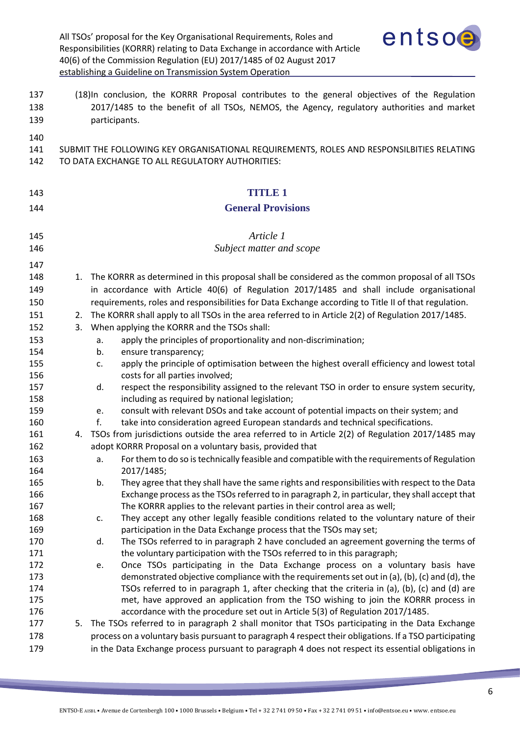(18)In conclusion, the KORRR Proposal contributes to the general objectives of the Regulation 2017/1485 to the benefit of all TSOs, NEMOS, the Agency, regulatory authorities and market participants.

SUBMIT THE FOLLOWING KEY ORGANISATIONAL REQUIREMENTS, ROLES AND RESPONSILBITIES RELATING TO DATA EXCHANGE TO ALL REGULATORY AUTHORITIES:

# TITLE 1
# General Provisions

### *Article 1*
### *Subject matter and scope*

1. The KORRR as determined in this proposal shall be considered as the common proposal of all TSOs in accordance with Article 40(6) of Regulation 2017/1485 and shall include organisational requirements, roles and responsibilities for Data Exchange according to Title II of that regulation.
2. The KORRR shall apply to all TSOs in the area referred to in Article 2(2) of Regulation 2017/1485.
3. When applying the KORRR and the TSOs shall:
   a. apply the principles of proportionality and non-discrimination;
   b. ensure transparency;
   c. apply the principle of optimisation between the highest overall efficiency and lowest total costs for all parties involved;
   d. respect the responsibility assigned to the relevant TSO in order to ensure system security, including as required by national legislation;
   e. consult with relevant DSOs and take account of potential impacts on their system; and
   f. take into consideration agreed European standards and technical specifications.
4. TSOs from jurisdictions outside the area referred to in Article 2(2) of Regulation 2017/1485 may adopt KORRR Proposal on a voluntary basis, provided that
   a. For them to do so is technically feasible and compatible with the requirements of Regulation 2017/1485;
   b. They agree that they shall have the same rights and responsibilities with respect to the Data Exchange process as the TSOs referred to in paragraph 2, in particular, they shall accept that The KORRR applies to the relevant parties in their control area as well;
   c. They accept any other legally feasible conditions related to the voluntary nature of their participation in the Data Exchange process that the TSOs may set;
   d. The TSOs referred to in paragraph 2 have concluded an agreement governing the terms of the voluntary participation with the TSOs referred to in this paragraph;
   e. Once TSOs participating in the Data Exchange process on a voluntary basis have demonstrated objective compliance with the requirements set out in (a), (b), (c) and (d), the TSOs referred to in paragraph 1, after checking that the criteria in (a), (b), (c) and (d) are met, have approved an application from the TSO wishing to join the KORRR process in accordance with the procedure set out in Article 5(3) of Regulation 2017/1485.
5. The TSOs referred to in paragraph 2 shall monitor that TSOs participating in the Data Exchange process on a voluntary basis pursuant to paragraph 4 respect their obligations. If a TSO participating in the Data Exchange process pursuant to paragraph 4 does not respect its essential obligations in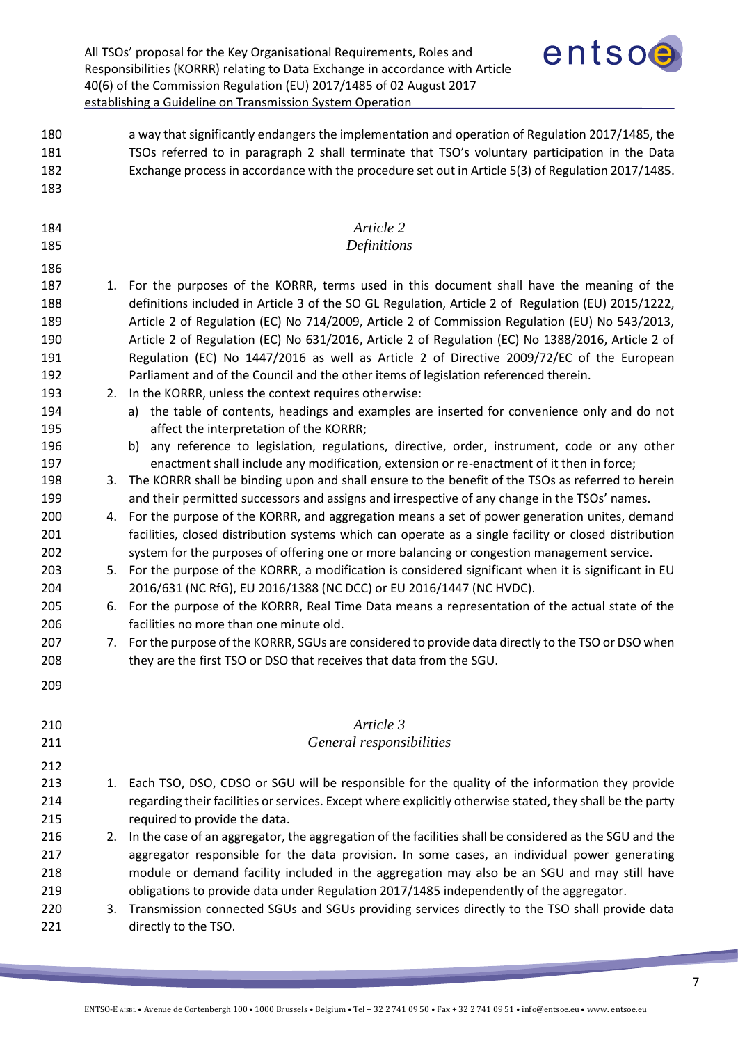a way that significantly endangers the implementation and operation of Regulation 2017/1485, the TSOs referred to in paragraph 2 shall terminate that TSO's voluntary participation in the Data Exchange process in accordance with the procedure set out in Article 5(3) of Regulation 2017/1485.

## *Article 2*
## *Definitions*

1. For the purposes of the KORRR, terms used in this document shall have the meaning of the definitions included in Article 3 of the SO GL Regulation, Article 2 of Regulation (EU) 2015/1222, Article 2 of Regulation (EC) No 714/2009, Article 2 of Commission Regulation (EU) No 543/2013, Article 2 of Regulation (EC) No 631/2016, Article 2 of Regulation (EC) No 1388/2016, Article 2 of Regulation (EC) No 1447/2016 as well as Article 2 of Directive 2009/72/EC of the European Parliament and of the Council and the other items of legislation referenced therein.
2. In the KORRR, unless the context requires otherwise:
   a) the table of contents, headings and examples are inserted for convenience only and do not affect the interpretation of the KORRR;
   b) any reference to legislation, regulations, directive, order, instrument, code or any other enactment shall include any modification, extension or re-enactment of it then in force;
3. The KORRR shall be binding upon and shall ensure to the benefit of the TSOs as referred to herein and their permitted successors and assigns and irrespective of any change in the TSOs' names.
4. For the purpose of the KORRR, and aggregation means a set of power generation unites, demand facilities, closed distribution systems which can operate as a single facility or closed distribution system for the purposes of offering one or more balancing or congestion management service.
5. For the purpose of the KORRR, a modification is considered significant when it is significant in EU 2016/631 (NC RfG), EU 2016/1388 (NC DCC) or EU 2016/1447 (NC HVDC).
6. For the purpose of the KORRR, Real Time Data means a representation of the actual state of the facilities no more than one minute old.
7. For the purpose of the KORRR, SGUs are considered to provide data directly to the TSO or DSO when they are the first TSO or DSO that receives that data from the SGU.

## *Article 3*
## *General responsibilities*

1. Each TSO, DSO, CDSO or SGU will be responsible for the quality of the information they provide regarding their facilities or services. Except where explicitly otherwise stated, they shall be the party required to provide the data.
2. In the case of an aggregator, the aggregation of the facilities shall be considered as the SGU and the aggregator responsible for the data provision. In some cases, an individual power generating module or demand facility included in the aggregation may also be an SGU and may still have obligations to provide data under Regulation 2017/1485 independently of the aggregator.
3. Transmission connected SGUs and SGUs providing services directly to the TSO shall provide data directly to the TSO.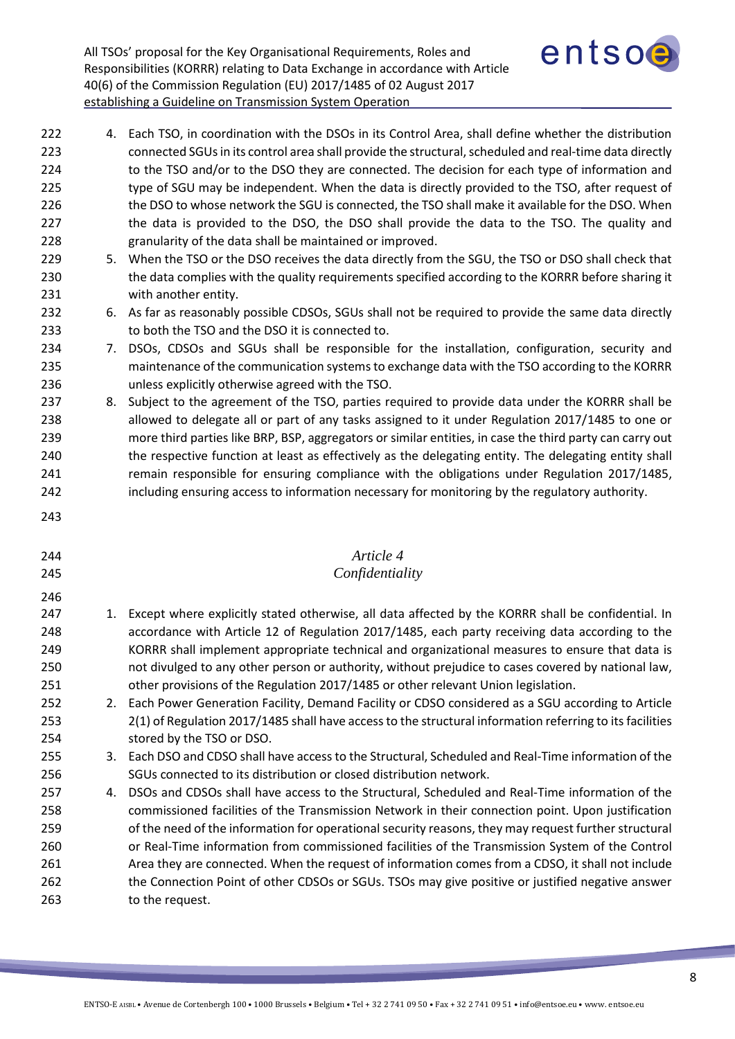4. Each TSO, in coordination with the DSOs in its Control Area, shall define whether the distribution connected SGUs in its control area shall provide the structural, scheduled and real-time data directly to the TSO and/or to the DSO they are connected. The decision for each type of information and type of SGU may be independent. When the data is directly provided to the TSO, after request of the DSO to whose network the SGU is connected, the TSO shall make it available for the DSO. When the data is provided to the DSO, the DSO shall provide the data to the TSO. The quality and granularity of the data shall be maintained or improved.
5. When the TSO or the DSO receives the data directly from the SGU, the TSO or DSO shall check that the data complies with the quality requirements specified according to the KORRR before sharing it with another entity.
6. As far as reasonably possible CDSOs, SGUs shall not be required to provide the same data directly to both the TSO and the DSO it is connected to.
7. DSOs, CDSOs and SGUs shall be responsible for the installation, configuration, security and maintenance of the communication systems to exchange data with the TSO according to the KORRR unless explicitly otherwise agreed with the TSO.
8. Subject to the agreement of the TSO, parties required to provide data under the KORRR shall be allowed to delegate all or part of any tasks assigned to it under Regulation 2017/1485 to one or more third parties like BRP, BSP, aggregators or similar entities, in case the third party can carry out the respective function at least as effectively as the delegating entity. The delegating entity shall remain responsible for ensuring compliance with the obligations under Regulation 2017/1485, including ensuring access to information necessary for monitoring by the regulatory authority.

*Article 4*

*Confidentiality*

1. Except where explicitly stated otherwise, all data affected by the KORRR shall be confidential. In accordance with Article 12 of Regulation 2017/1485, each party receiving data according to the KORRR shall implement appropriate technical and organizational measures to ensure that data is not divulged to any other person or authority, without prejudice to cases covered by national law, other provisions of the Regulation 2017/1485 or other relevant Union legislation.
2. Each Power Generation Facility, Demand Facility or CDSO considered as a SGU according to Article 2(1) of Regulation 2017/1485 shall have access to the structural information referring to its facilities stored by the TSO or DSO.
3. Each DSO and CDSO shall have access to the Structural, Scheduled and Real-Time information of the SGUs connected to its distribution or closed distribution network.
4. DSOs and CDSOs shall have access to the Structural, Scheduled and Real-Time information of the commissioned facilities of the Transmission Network in their connection point. Upon justification of the need of the information for operational security reasons, they may request further structural or Real-Time information from commissioned facilities of the Transmission System of the Control Area they are connected. When the request of information comes from a CDSO, it shall not include the Connection Point of other CDSOs or SGUs. TSOs may give positive or justified negative answer to the request.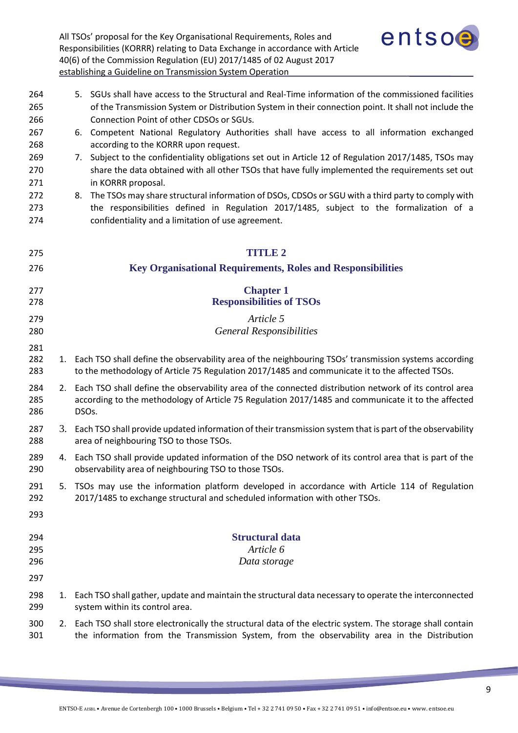5. SGUs shall have access to the Structural and Real-Time information of the commissioned facilities of the Transmission System or Distribution System in their connection point. It shall not include the Connection Point of other CDSOs or SGUs.
6. Competent National Regulatory Authorities shall have access to all information exchanged according to the KORRR upon request.
7. Subject to the confidentiality obligations set out in Article 12 of Regulation 2017/1485, TSOs may share the data obtained with all other TSOs that have fully implemented the requirements set out in KORRR proposal.
8. The TSOs may share structural information of DSOs, CDSOs or SGU with a third party to comply with the responsibilities defined in Regulation 2017/1485, subject to the formalization of a confidentiality and a limitation of use agreement.

# TITLE 2

# Key Organisational Requirements, Roles and Responsibilities

## Chapter 1
## Responsibilities of TSOs

### *Article 5*
### *General Responsibilities*

1. Each TSO shall define the observability area of the neighbouring TSOs' transmission systems according to the methodology of Article 75 Regulation 2017/1485 and communicate it to the affected TSOs.
2. Each TSO shall define the observability area of the connected distribution network of its control area according to the methodology of Article 75 Regulation 2017/1485 and communicate it to the affected DSOs.
3. Each TSO shall provide updated information of their transmission system that is part of the observability area of neighbouring TSO to those TSOs.
4. Each TSO shall provide updated information of the DSO network of its control area that is part of the observability area of neighbouring TSO to those TSOs.
5. TSOs may use the information platform developed in accordance with Article 114 of Regulation 2017/1485 to exchange structural and scheduled information with other TSOs.

## Structural data

### *Article 6*
### *Data storage*

1. Each TSO shall gather, update and maintain the structural data necessary to operate the interconnected system within its control area.
2. Each TSO shall store electronically the structural data of the electric system. The storage shall contain the information from the Transmission System, from the observability area in the Distribution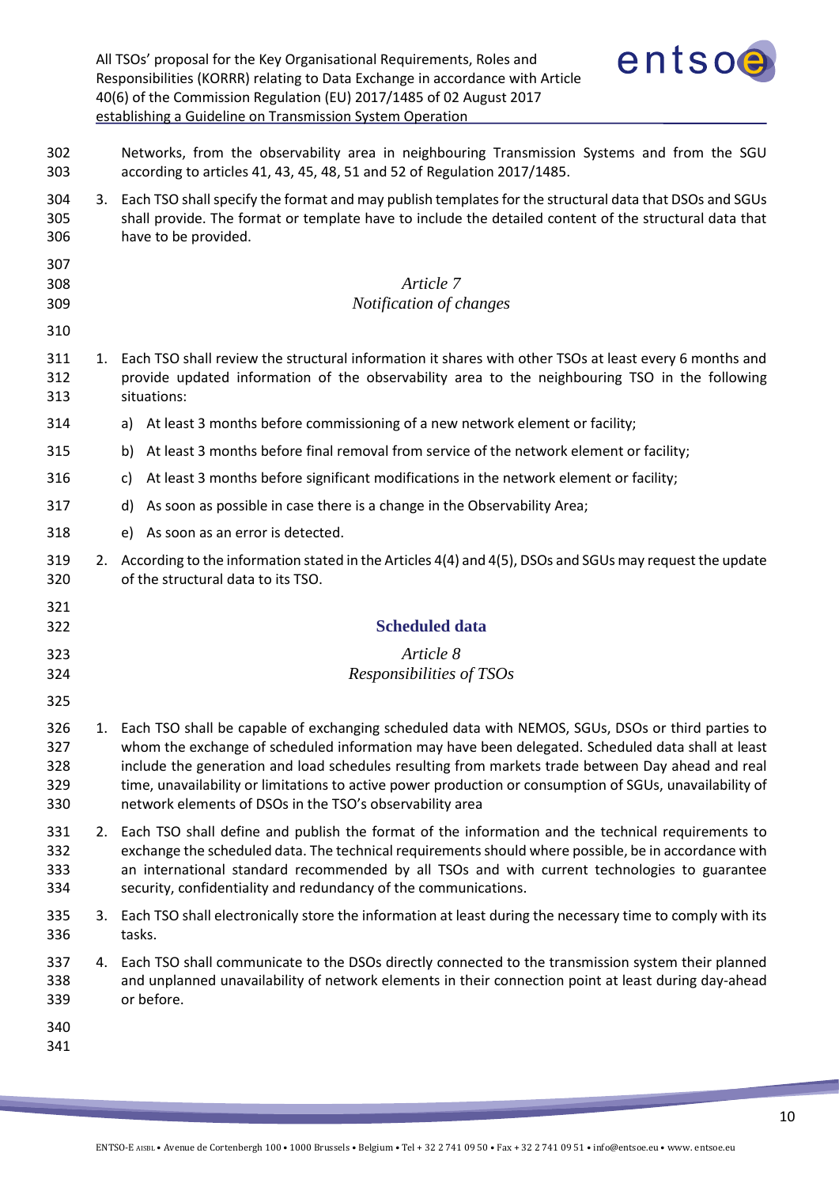Networks, from the observability area in neighbouring Transmission Systems and from the SGU according to articles 41, 43, 45, 48, 51 and 52 of Regulation 2017/1485.

3. Each TSO shall specify the format and may publish templates for the structural data that DSOs and SGUs shall provide. The format or template have to include the detailed content of the structural data that have to be provided.

### *Article 7*
### *Notification of changes*

1. Each TSO shall review the structural information it shares with other TSOs at least every 6 months and provide updated information of the observability area to the neighbouring TSO in the following situations:
   a) At least 3 months before commissioning of a new network element or facility;
   b) At least 3 months before final removal from service of the network element or facility;
   c) At least 3 months before significant modifications in the network element or facility;
   d) As soon as possible in case there is a change in the Observability Area;
   e) As soon as an error is detected.
2. According to the information stated in the Articles 4(4) and 4(5), DSOs and SGUs may request the update of the structural data to its TSO.

## Scheduled data

### *Article 8*
### *Responsibilities of TSOs*

1. Each TSO shall be capable of exchanging scheduled data with NEMOS, SGUs, DSOs or third parties to whom the exchange of scheduled information may have been delegated. Scheduled data shall at least include the generation and load schedules resulting from markets trade between Day ahead and real time, unavailability or limitations to active power production or consumption of SGUs, unavailability of network elements of DSOs in the TSO's observability area
2. Each TSO shall define and publish the format of the information and the technical requirements to exchange the scheduled data. The technical requirements should where possible, be in accordance with an international standard recommended by all TSOs and with current technologies to guarantee security, confidentiality and redundancy of the communications.
3. Each TSO shall electronically store the information at least during the necessary time to comply with its tasks.
4. Each TSO shall communicate to the DSOs directly connected to the transmission system their planned and unplanned unavailability of network elements in their connection point at least during day-ahead or before.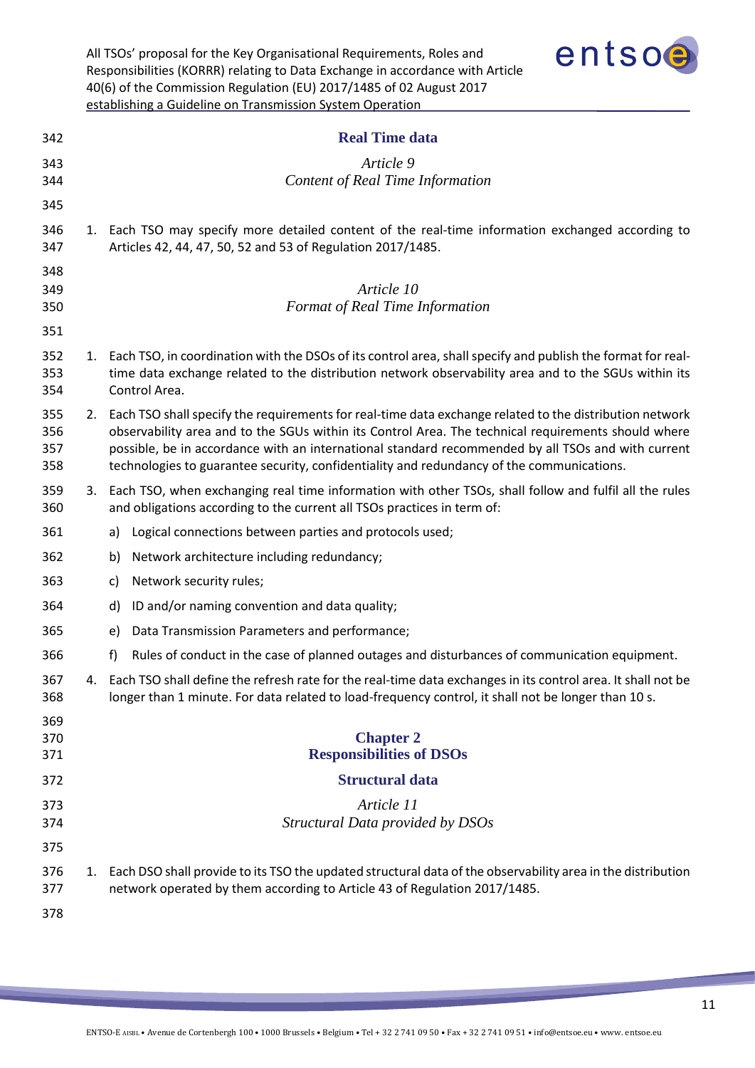### Real Time data

*Article 9*
*Content of Real Time Information*

1. Each TSO may specify more detailed content of the real-time information exchanged according to Articles 42, 44, 47, 50, 52 and 53 of Regulation 2017/1485.

*Article 10*
*Format of Real Time Information*

1. Each TSO, in coordination with the DSOs of its control area, shall specify and publish the format for real-time data exchange related to the distribution network observability area and to the SGUs within its Control Area.
2. Each TSO shall specify the requirements for real-time data exchange related to the distribution network observability area and to the SGUs within its Control Area. The technical requirements should where possible, be in accordance with an international standard recommended by all TSOs and with current technologies to guarantee security, confidentiality and redundancy of the communications.
3. Each TSO, when exchanging real time information with other TSOs, shall follow and fulfil all the rules and obligations according to the current all TSOs practices in term of:
   a) Logical connections between parties and protocols used;
   b) Network architecture including redundancy;
   c) Network security rules;
   d) ID and/or naming convention and data quality;
   e) Data Transmission Parameters and performance;
   f) Rules of conduct in the case of planned outages and disturbances of communication equipment.
4. Each TSO shall define the refresh rate for the real-time data exchanges in its control area. It shall not be longer than 1 minute. For data related to load-frequency control, it shall not be longer than 10 s.

## Chapter 2
## Responsibilities of DSOs

### Structural data

*Article 11*
*Structural Data provided by DSOs*

1. Each DSO shall provide to its TSO the updated structural data of the observability area in the distribution network operated by them according to Article 43 of Regulation 2017/1485.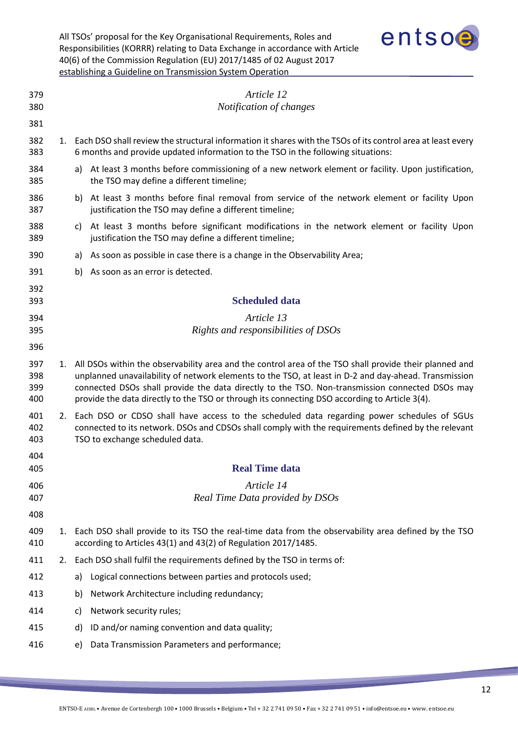*Article 12*
*Notification of changes*

1. Each DSO shall review the structural information it shares with the TSOs of its control area at least every 6 months and provide updated information to the TSO in the following situations:
   a) At least 3 months before commissioning of a new network element or facility. Upon justification, the TSO may define a different timeline;
   b) At least 3 months before final removal from service of the network element or facility Upon justification the TSO may define a different timeline;
   c) At least 3 months before significant modifications in the network element or facility Upon justification the TSO may define a different timeline;
   a) As soon as possible in case there is a change in the Observability Area;
   b) As soon as an error is detected.

## Scheduled data

*Article 13*
*Rights and responsibilities of DSOs*

1. All DSOs within the observability area and the control area of the TSO shall provide their planned and unplanned unavailability of network elements to the TSO, at least in D-2 and day-ahead. Transmission connected DSOs shall provide the data directly to the TSO. Non-transmission connected DSOs may provide the data directly to the TSO or through its connecting DSO according to Article 3(4).
2. Each DSO or CDSO shall have access to the scheduled data regarding power schedules of SGUs connected to its network. DSOs and CDSOs shall comply with the requirements defined by the relevant TSO to exchange scheduled data.

## Real Time data

*Article 14*
*Real Time Data provided by DSOs*

1. Each DSO shall provide to its TSO the real-time data from the observability area defined by the TSO according to Articles 43(1) and 43(2) of Regulation 2017/1485.
2. Each DSO shall fulfil the requirements defined by the TSO in terms of:
   a) Logical connections between parties and protocols used;
   b) Network Architecture including redundancy;
   c) Network security rules;
   d) ID and/or naming convention and data quality;
   e) Data Transmission Parameters and performance;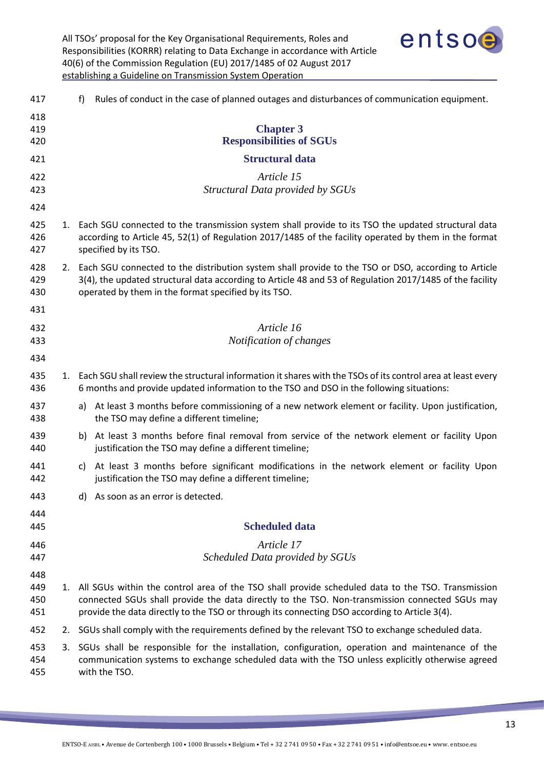f) Rules of conduct in the case of planned outages and disturbances of communication equipment.

## Chapter 3
## Responsibilities of SGUs

### Structural data

*Article 15*
*Structural Data provided by SGUs*

1. Each SGU connected to the transmission system shall provide to its TSO the updated structural data according to Article 45, 52(1) of Regulation 2017/1485 of the facility operated by them in the format specified by its TSO.
2. Each SGU connected to the distribution system shall provide to the TSO or DSO, according to Article 3(4), the updated structural data according to Article 48 and 53 of Regulation 2017/1485 of the facility operated by them in the format specified by its TSO.

*Article 16*
*Notification of changes*

1. Each SGU shall review the structural information it shares with the TSOs of its control area at least every 6 months and provide updated information to the TSO and DSO in the following situations:
   a) At least 3 months before commissioning of a new network element or facility. Upon justification, the TSO may define a different timeline;
   b) At least 3 months before final removal from service of the network element or facility Upon justification the TSO may define a different timeline;
   c) At least 3 months before significant modifications in the network element or facility Upon justification the TSO may define a different timeline;
   d) As soon as an error is detected.

### Scheduled data

*Article 17*
*Scheduled Data provided by SGUs*

1. All SGUs within the control area of the TSO shall provide scheduled data to the TSO. Transmission connected SGUs shall provide the data directly to the TSO. Non-transmission connected SGUs may provide the data directly to the TSO or through its connecting DSO according to Article 3(4).
2. SGUs shall comply with the requirements defined by the relevant TSO to exchange scheduled data.
3. SGUs shall be responsible for the installation, configuration, operation and maintenance of the communication systems to exchange scheduled data with the TSO unless explicitly otherwise agreed with the TSO.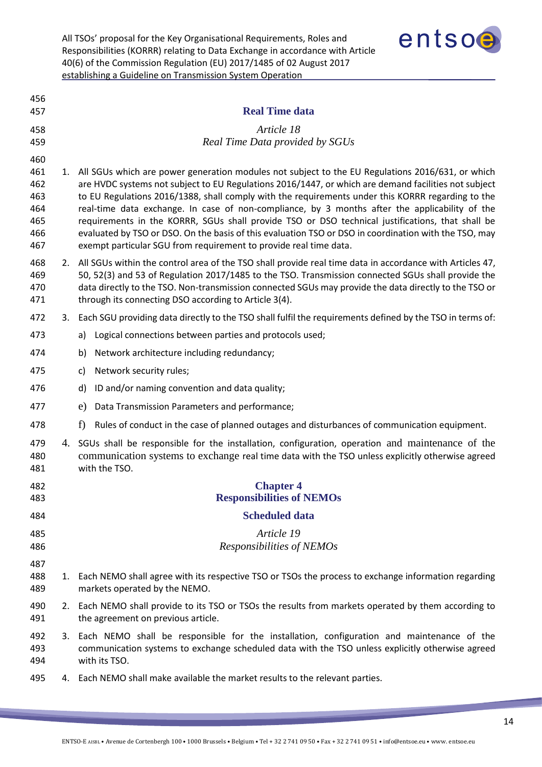## Real Time data

### *Article 18*
### *Real Time Data provided by SGUs*

1. All SGUs which are power generation modules not subject to the EU Regulations 2016/631, or which are HVDC systems not subject to EU Regulations 2016/1447, or which are demand facilities not subject to EU Regulations 2016/1388, shall comply with the requirements under this KORRR regarding to the real-time data exchange. In case of non-compliance, by 3 months after the applicability of the requirements in the KORRR, SGUs shall provide TSO or DSO technical justifications, that shall be evaluated by TSO or DSO. On the basis of this evaluation TSO or DSO in coordination with the TSO, may exempt particular SGU from requirement to provide real time data.
2. All SGUs within the control area of the TSO shall provide real time data in accordance with Articles 47, 50, 52(3) and 53 of Regulation 2017/1485 to the TSO. Transmission connected SGUs shall provide the data directly to the TSO. Non-transmission connected SGUs may provide the data directly to the TSO or through its connecting DSO according to Article 3(4).
3. Each SGU providing data directly to the TSO shall fulfil the requirements defined by the TSO in terms of:
   a) Logical connections between parties and protocols used;
   b) Network architecture including redundancy;
   c) Network security rules;
   d) ID and/or naming convention and data quality;
   e) Data Transmission Parameters and performance;
   f) Rules of conduct in the case of planned outages and disturbances of communication equipment.
4. SGUs shall be responsible for the installation, configuration, operation and maintenance of the communication systems to exchange real time data with the TSO unless explicitly otherwise agreed with the TSO.

# Chapter 4
# Responsibilities of NEMOs

## Scheduled data

### *Article 19*
### *Responsibilities of NEMOs*

1. Each NEMO shall agree with its respective TSO or TSOs the process to exchange information regarding markets operated by the NEMO.
2. Each NEMO shall provide to its TSO or TSOs the results from markets operated by them according to the agreement on previous article.
3. Each NEMO shall be responsible for the installation, configuration and maintenance of the communication systems to exchange scheduled data with the TSO unless explicitly otherwise agreed with its TSO.
4. Each NEMO shall make available the market results to the relevant parties.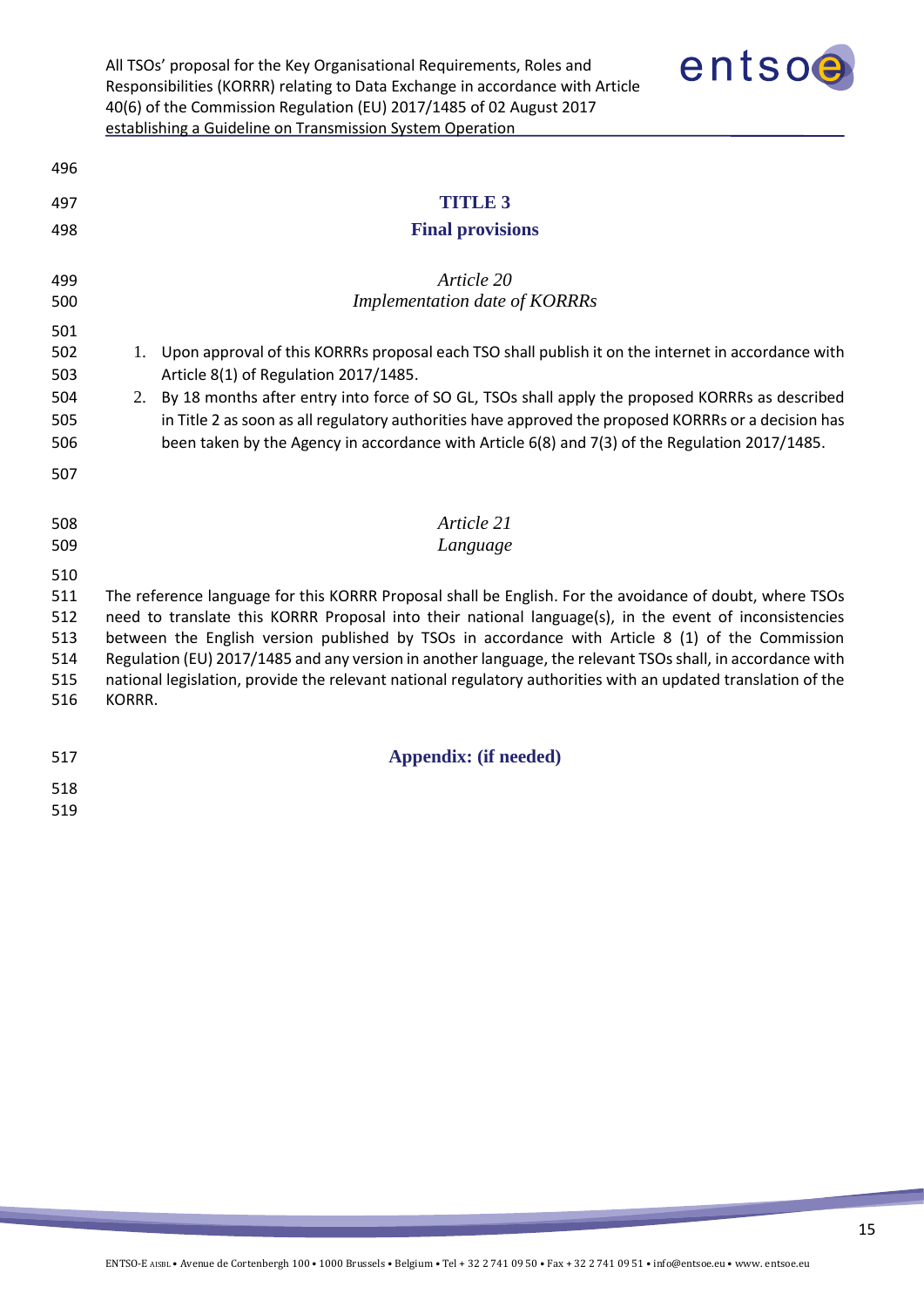## TITLE 3

## Final provisions

### *Article 20*
### *Implementation date of KORRRs*

1. Upon approval of this KORRRs proposal each TSO shall publish it on the internet in accordance with Article 8(1) of Regulation 2017/1485.
2. By 18 months after entry into force of SO GL, TSOs shall apply the proposed KORRRs as described in Title 2 as soon as all regulatory authorities have approved the proposed KORRRs or a decision has been taken by the Agency in accordance with Article 6(8) and 7(3) of the Regulation 2017/1485.

### *Article 21*
### *Language*

The reference language for this KORRR Proposal shall be English. For the avoidance of doubt, where TSOs need to translate this KORRR Proposal into their national language(s), in the event of inconsistencies between the English version published by TSOs in accordance with Article 8 (1) of the Commission Regulation (EU) 2017/1485 and any version in another language, the relevant TSOs shall, in accordance with national legislation, provide the relevant national regulatory authorities with an updated translation of the KORRR.

## Appendix: (if needed)